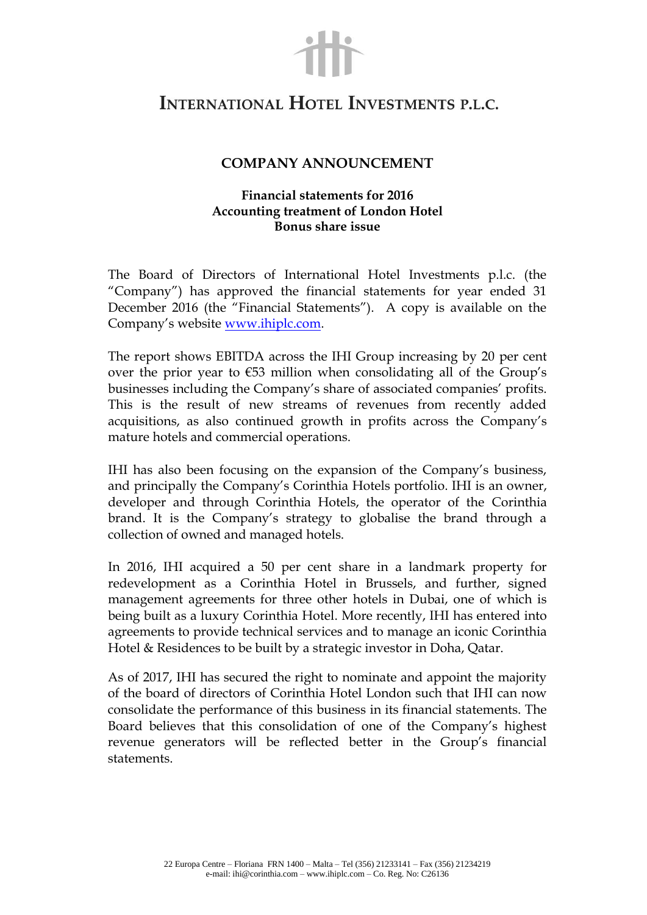# International Hotel Investments p.l.c.

## COMPANY ANNOUNCEMENT

### Financial statements for 2016
### Accounting treatment of London Hotel
### Bonus share issue

The Board of Directors of International Hotel Investments p.l.c. (the "Company") has approved the financial statements for year ended 31 December 2016 (the "Financial Statements"). A copy is available on the Company's website www.ihiplc.com.

The report shows EBITDA across the IHI Group increasing by 20 per cent over the prior year to €53 million when consolidating all of the Group's businesses including the Company's share of associated companies' profits. This is the result of new streams of revenues from recently added acquisitions, as also continued growth in profits across the Company's mature hotels and commercial operations.

IHI has also been focusing on the expansion of the Company's business, and principally the Company's Corinthia Hotels portfolio. IHI is an owner, developer and through Corinthia Hotels, the operator of the Corinthia brand. It is the Company's strategy to globalise the brand through a collection of owned and managed hotels.

In 2016, IHI acquired a 50 per cent share in a landmark property for redevelopment as a Corinthia Hotel in Brussels, and further, signed management agreements for three other hotels in Dubai, one of which is being built as a luxury Corinthia Hotel. More recently, IHI has entered into agreements to provide technical services and to manage an iconic Corinthia Hotel & Residences to be built by a strategic investor in Doha, Qatar.

As of 2017, IHI has secured the right to nominate and appoint the majority of the board of directors of Corinthia Hotel London such that IHI can now consolidate the performance of this business in its financial statements. The Board believes that this consolidation of one of the Company's highest revenue generators will be reflected better in the Group's financial statements.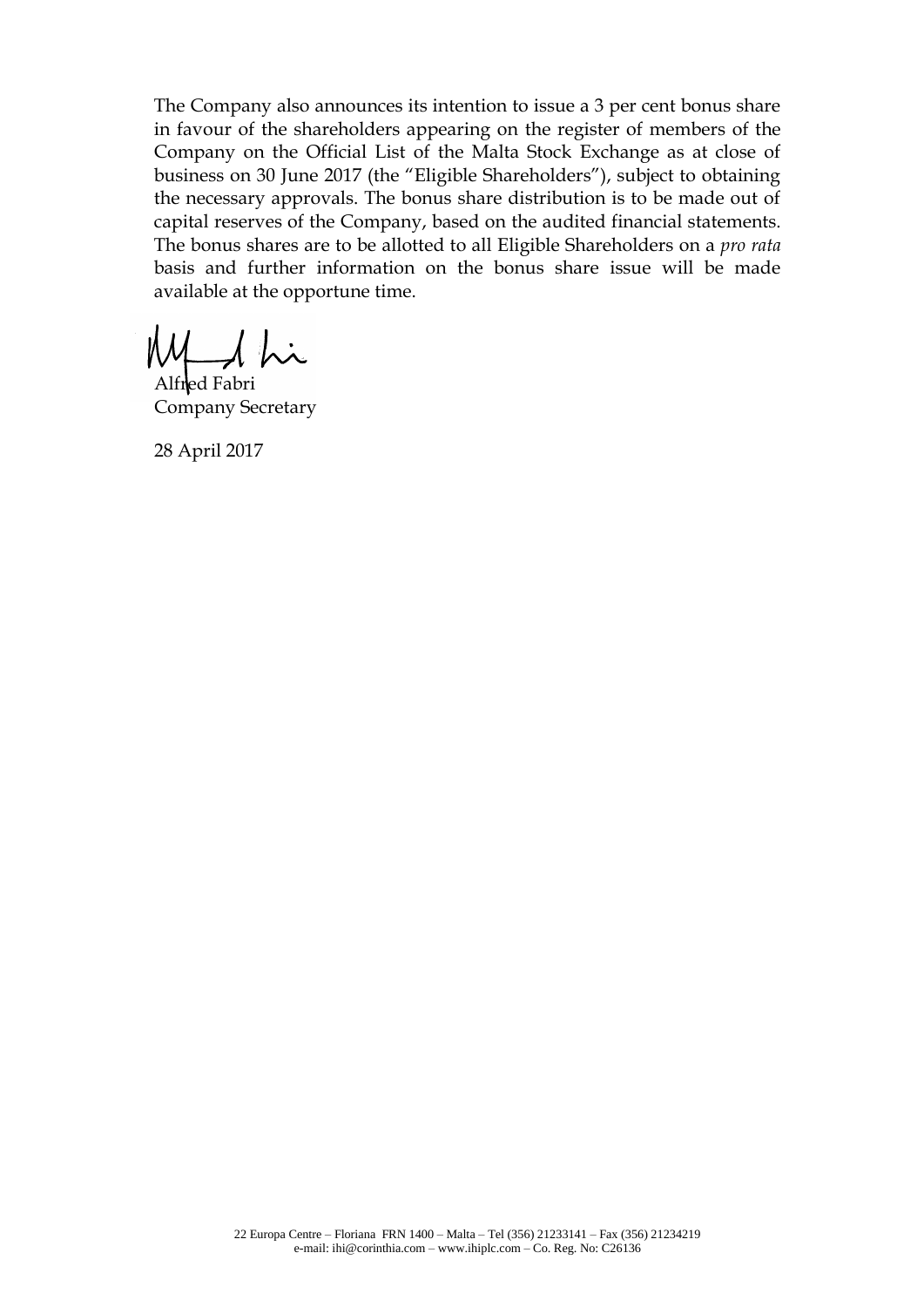The Company also announces its intention to issue a 3 per cent bonus share in favour of the shareholders appearing on the register of members of the Company on the Official List of the Malta Stock Exchange as at close of business on 30 June 2017 (the "Eligible Shareholders"), subject to obtaining the necessary approvals. The bonus share distribution is to be made out of capital reserves of the Company, based on the audited financial statements. The bonus shares are to be allotted to all Eligible Shareholders on a *pro rata* basis and further information on the bonus share issue will be made available at the opportune time.

Alfred Fabri
Company Secretary

28 April 2017

22 Europa Centre – Floriana FRN 1400 – Malta – Tel (356) 21233141 – Fax (356) 21234219
e-mail: ihi@corinthia.com – www.ihiplc.com – Co. Reg. No: C26136